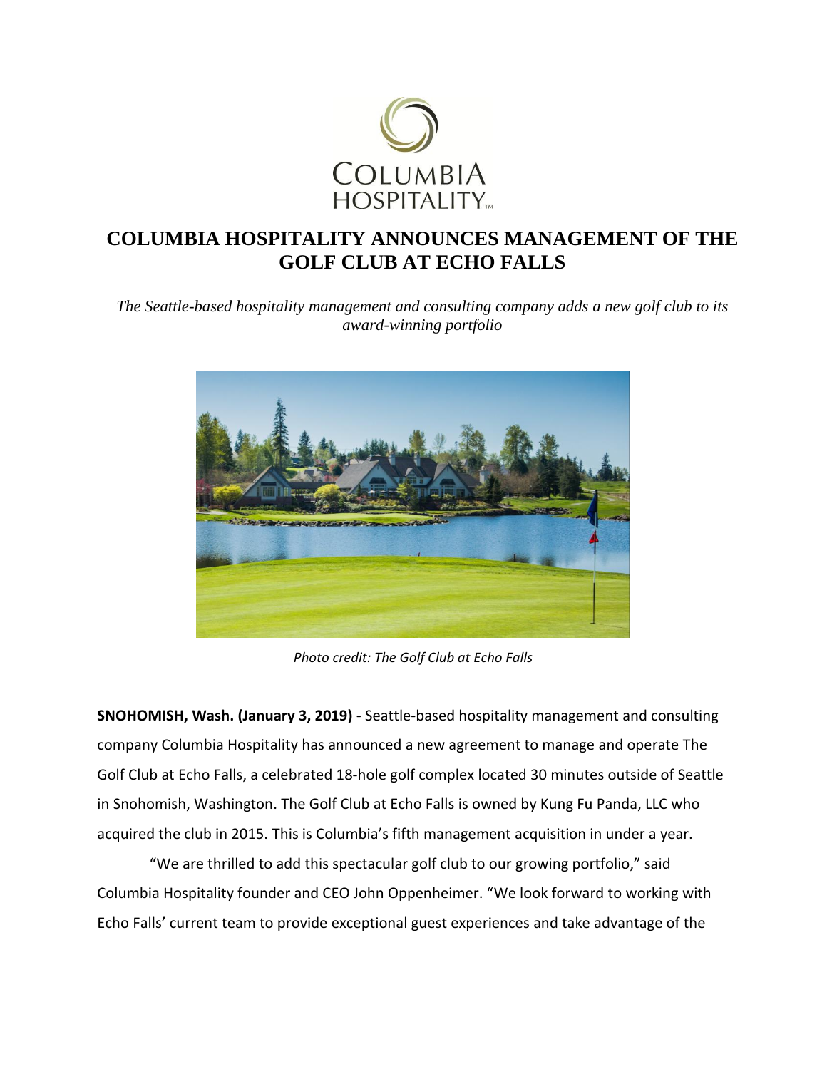# COLUMBIA HOSPITALITY ANNOUNCES MANAGEMENT OF THE GOLF CLUB AT ECHO FALLS

*The Seattle-based hospitality management and consulting company adds a new golf club to its award-winning portfolio*

*Photo credit: The Golf Club at Echo Falls*

**SNOHOMISH, Wash. (January 3, 2019)** - Seattle-based hospitality management and consulting company Columbia Hospitality has announced a new agreement to manage and operate The Golf Club at Echo Falls, a celebrated 18-hole golf complex located 30 minutes outside of Seattle in Snohomish, Washington. The Golf Club at Echo Falls is owned by Kung Fu Panda, LLC who acquired the club in 2015. This is Columbia's fifth management acquisition in under a year.

"We are thrilled to add this spectacular golf club to our growing portfolio," said Columbia Hospitality founder and CEO John Oppenheimer. "We look forward to working with Echo Falls' current team to provide exceptional guest experiences and take advantage of the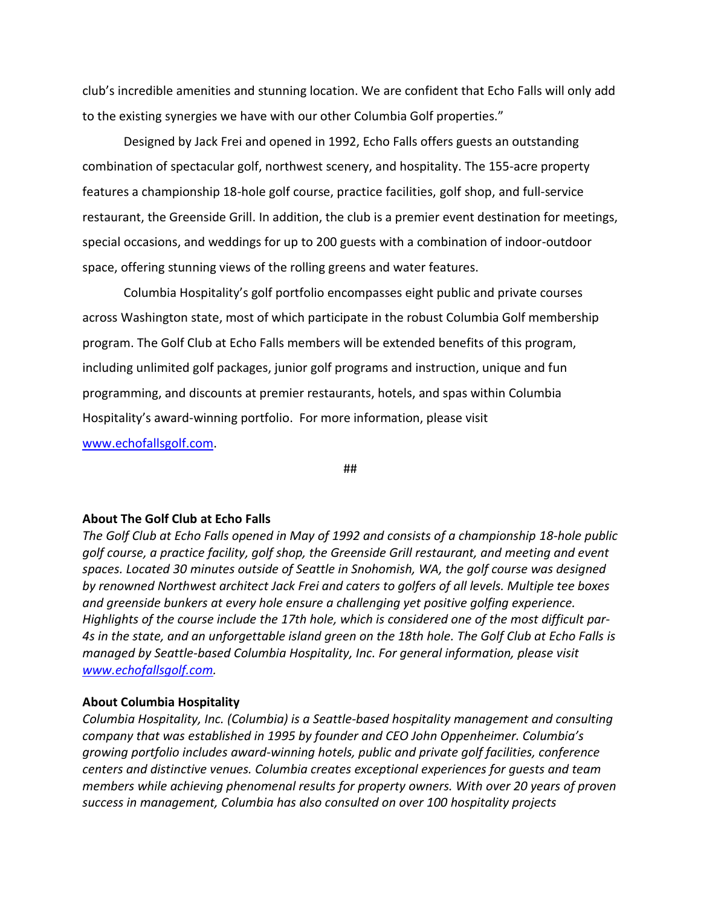club's incredible amenities and stunning location. We are confident that Echo Falls will only add to the existing synergies we have with our other Columbia Golf properties."

Designed by Jack Frei and opened in 1992, Echo Falls offers guests an outstanding combination of spectacular golf, northwest scenery, and hospitality. The 155-acre property features a championship 18-hole golf course, practice facilities, golf shop, and full-service restaurant, the Greenside Grill. In addition, the club is a premier event destination for meetings, special occasions, and weddings for up to 200 guests with a combination of indoor-outdoor space, offering stunning views of the rolling greens and water features.

Columbia Hospitality's golf portfolio encompasses eight public and private courses across Washington state, most of which participate in the robust Columbia Golf membership program. The Golf Club at Echo Falls members will be extended benefits of this program, including unlimited golf packages, junior golf programs and instruction, unique and fun programming, and discounts at premier restaurants, hotels, and spas within Columbia Hospitality's award-winning portfolio. For more information, please visit [www.echofallsgolf.com](http://www.echofallsgolf.com).

##

**About The Golf Club at Echo Falls**

*The Golf Club at Echo Falls opened in May of 1992 and consists of a championship 18-hole public golf course, a practice facility, golf shop, the Greenside Grill restaurant, and meeting and event spaces. Located 30 minutes outside of Seattle in Snohomish, WA, the golf course was designed by renowned Northwest architect Jack Frei and caters to golfers of all levels. Multiple tee boxes and greenside bunkers at every hole ensure a challenging yet positive golfing experience. Highlights of the course include the 17th hole, which is considered one of the most difficult par-4s in the state, and an unforgettable island green on the 18th hole. The Golf Club at Echo Falls is managed by Seattle-based Columbia Hospitality, Inc. For general information, please visit [www.echofallsgolf.com](http://www.echofallsgolf.com).*

**About Columbia Hospitality**

*Columbia Hospitality, Inc. (Columbia) is a Seattle-based hospitality management and consulting company that was established in 1995 by founder and CEO John Oppenheimer. Columbia's growing portfolio includes award-winning hotels, public and private golf facilities, conference centers and distinctive venues. Columbia creates exceptional experiences for guests and team members while achieving phenomenal results for property owners. With over 20 years of proven success in management, Columbia has also consulted on over 100 hospitality projects*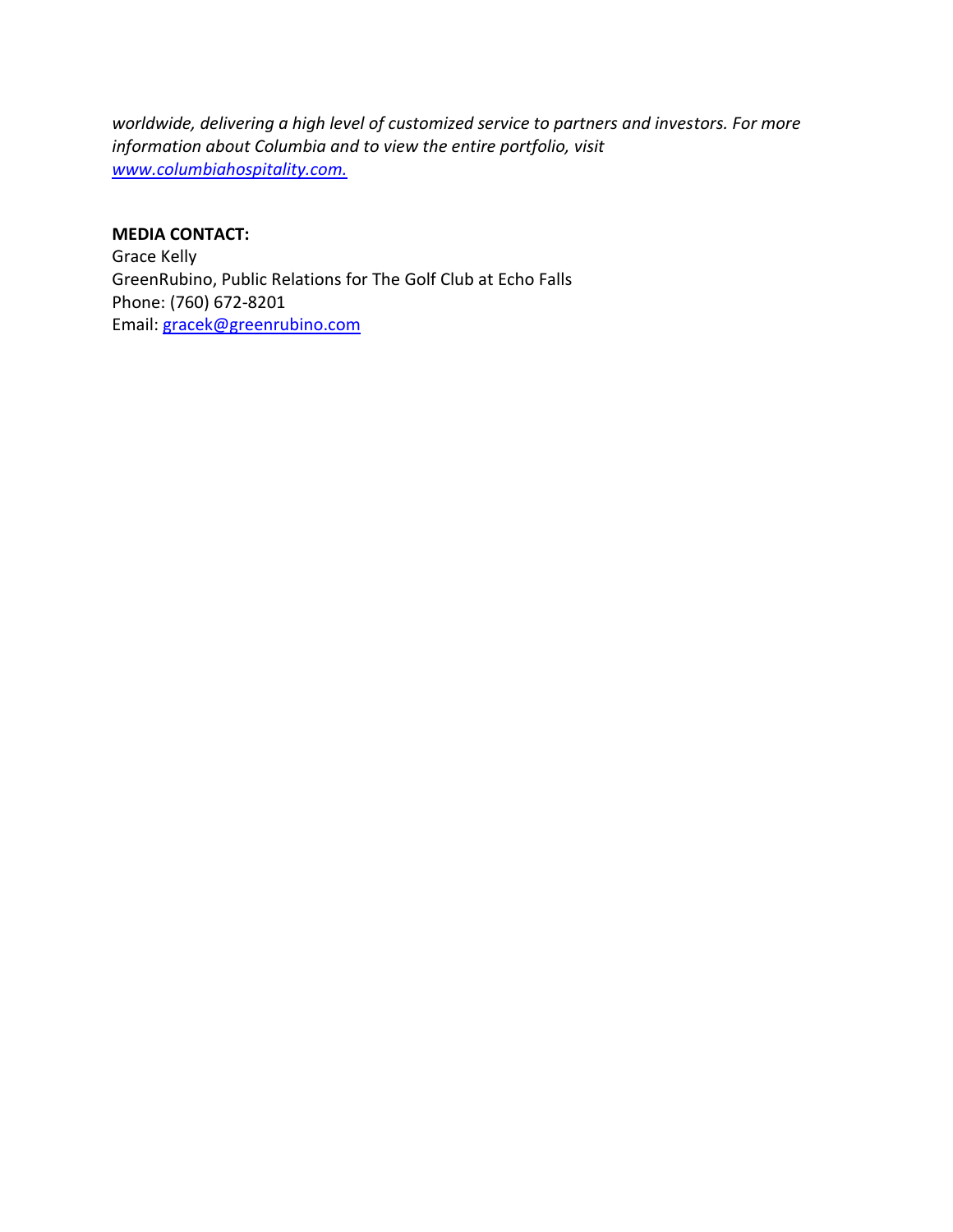*worldwide, delivering a high level of customized service to partners and investors. For more information about Columbia and to view the entire portfolio, visit [www.columbiahospitality.com.](http://www.columbiahospitality.com)*

**MEDIA CONTACT:**
Grace Kelly
GreenRubino, Public Relations for The Golf Club at Echo Falls
Phone: (760) 672-8201
Email: [gracek@greenrubino.com](mailto:gracek@greenrubino.com)